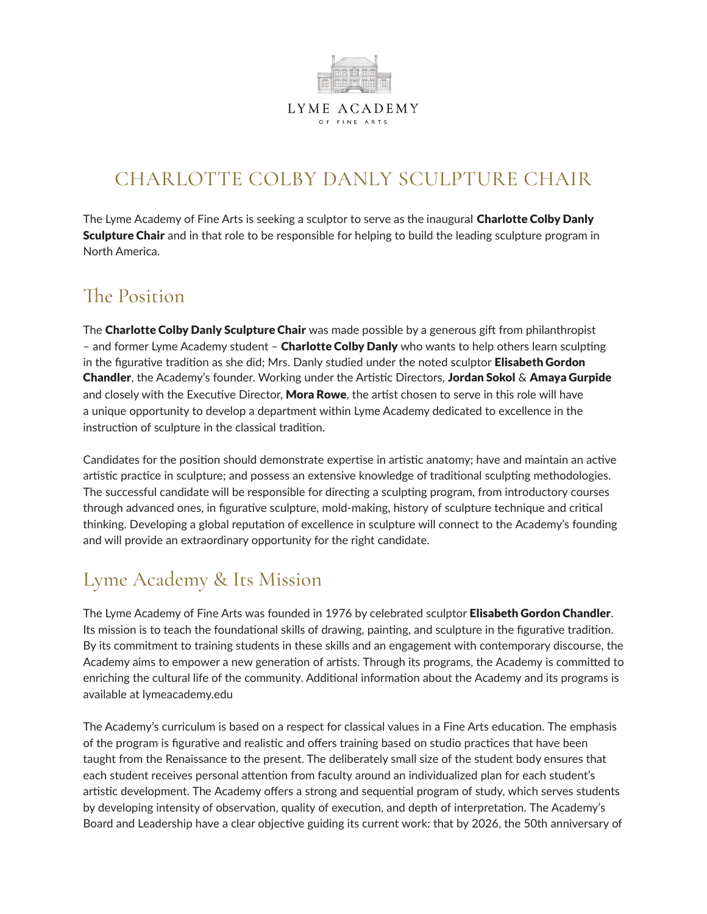LYME ACADEMY

OF FINE ARTS

# CHARLOTTE COLBY DANLY SCULPTURE CHAIR

The Lyme Academy of Fine Arts is seeking a sculptor to serve as the inaugural **Charlotte Colby Danly Sculpture Chair** and in that role to be responsible for helping to build the leading sculpture program in North America.

## The Position

The **Charlotte Colby Danly Sculpture Chair** was made possible by a generous gift from philanthropist – and former Lyme Academy student – **Charlotte Colby Danly** who wants to help others learn sculpting in the figurative tradition as she did; Mrs. Danly studied under the noted sculptor **Elisabeth Gordon Chandler**, the Academy's founder. Working under the Artistic Directors, **Jordan Sokol** & **Amaya Gurpide** and closely with the Executive Director, **Mora Rowe**, the artist chosen to serve in this role will have a unique opportunity to develop a department within Lyme Academy dedicated to excellence in the instruction of sculpture in the classical tradition.

Candidates for the position should demonstrate expertise in artistic anatomy; have and maintain an active artistic practice in sculpture; and possess an extensive knowledge of traditional sculpting methodologies. The successful candidate will be responsible for directing a sculpting program, from introductory courses through advanced ones, in figurative sculpture, mold-making, history of sculpture technique and critical thinking. Developing a global reputation of excellence in sculpture will connect to the Academy's founding and will provide an extraordinary opportunity for the right candidate.

## Lyme Academy & Its Mission

The Lyme Academy of Fine Arts was founded in 1976 by celebrated sculptor **Elisabeth Gordon Chandler**. Its mission is to teach the foundational skills of drawing, painting, and sculpture in the figurative tradition. By its commitment to training students in these skills and an engagement with contemporary discourse, the Academy aims to empower a new generation of artists. Through its programs, the Academy is committed to enriching the cultural life of the community. Additional information about the Academy and its programs is available at lymeacademy.edu

The Academy's curriculum is based on a respect for classical values in a Fine Arts education. The emphasis of the program is figurative and realistic and offers training based on studio practices that have been taught from the Renaissance to the present. The deliberately small size of the student body ensures that each student receives personal attention from faculty around an individualized plan for each student's artistic development. The Academy offers a strong and sequential program of study, which serves students by developing intensity of observation, quality of execution, and depth of interpretation. The Academy's Board and Leadership have a clear objective guiding its current work: that by 2026, the 50th anniversary of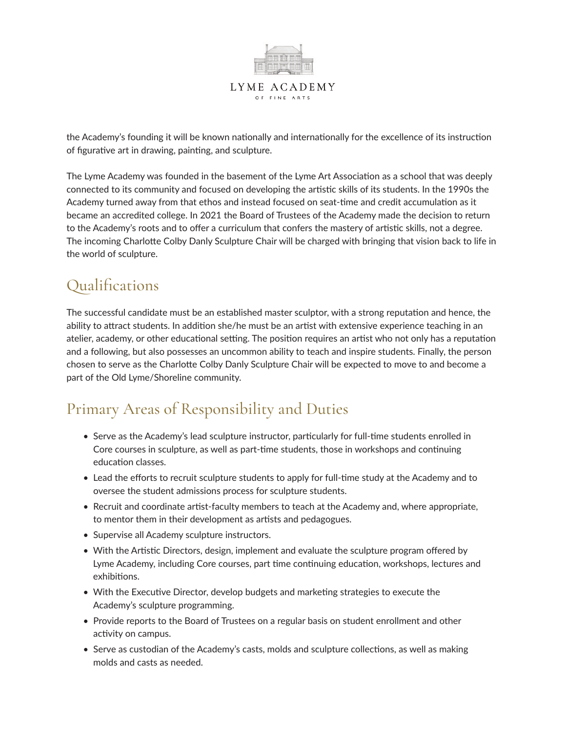the Academy's founding it will be known nationally and internationally for the excellence of its instruction of figurative art in drawing, painting, and sculpture.

The Lyme Academy was founded in the basement of the Lyme Art Association as a school that was deeply connected to its community and focused on developing the artistic skills of its students. In the 1990s the Academy turned away from that ethos and instead focused on seat-time and credit accumulation as it became an accredited college. In 2021 the Board of Trustees of the Academy made the decision to return to the Academy's roots and to offer a curriculum that confers the mastery of artistic skills, not a degree. The incoming Charlotte Colby Danly Sculpture Chair will be charged with bringing that vision back to life in the world of sculpture.

## Qualifications

The successful candidate must be an established master sculptor, with a strong reputation and hence, the ability to attract students. In addition she/he must be an artist with extensive experience teaching in an atelier, academy, or other educational setting. The position requires an artist who not only has a reputation and a following, but also possesses an uncommon ability to teach and inspire students. Finally, the person chosen to serve as the Charlotte Colby Danly Sculpture Chair will be expected to move to and become a part of the Old Lyme/Shoreline community.

## Primary Areas of Responsibility and Duties

- Serve as the Academy's lead sculpture instructor, particularly for full-time students enrolled in Core courses in sculpture, as well as part-time students, those in workshops and continuing education classes.
- Lead the efforts to recruit sculpture students to apply for full-time study at the Academy and to oversee the student admissions process for sculpture students.
- Recruit and coordinate artist-faculty members to teach at the Academy and, where appropriate, to mentor them in their development as artists and pedagogues.
- Supervise all Academy sculpture instructors.
- With the Artistic Directors, design, implement and evaluate the sculpture program offered by Lyme Academy, including Core courses, part time continuing education, workshops, lectures and exhibitions.
- With the Executive Director, develop budgets and marketing strategies to execute the Academy's sculpture programming.
- Provide reports to the Board of Trustees on a regular basis on student enrollment and other activity on campus.
- Serve as custodian of the Academy's casts, molds and sculpture collections, as well as making molds and casts as needed.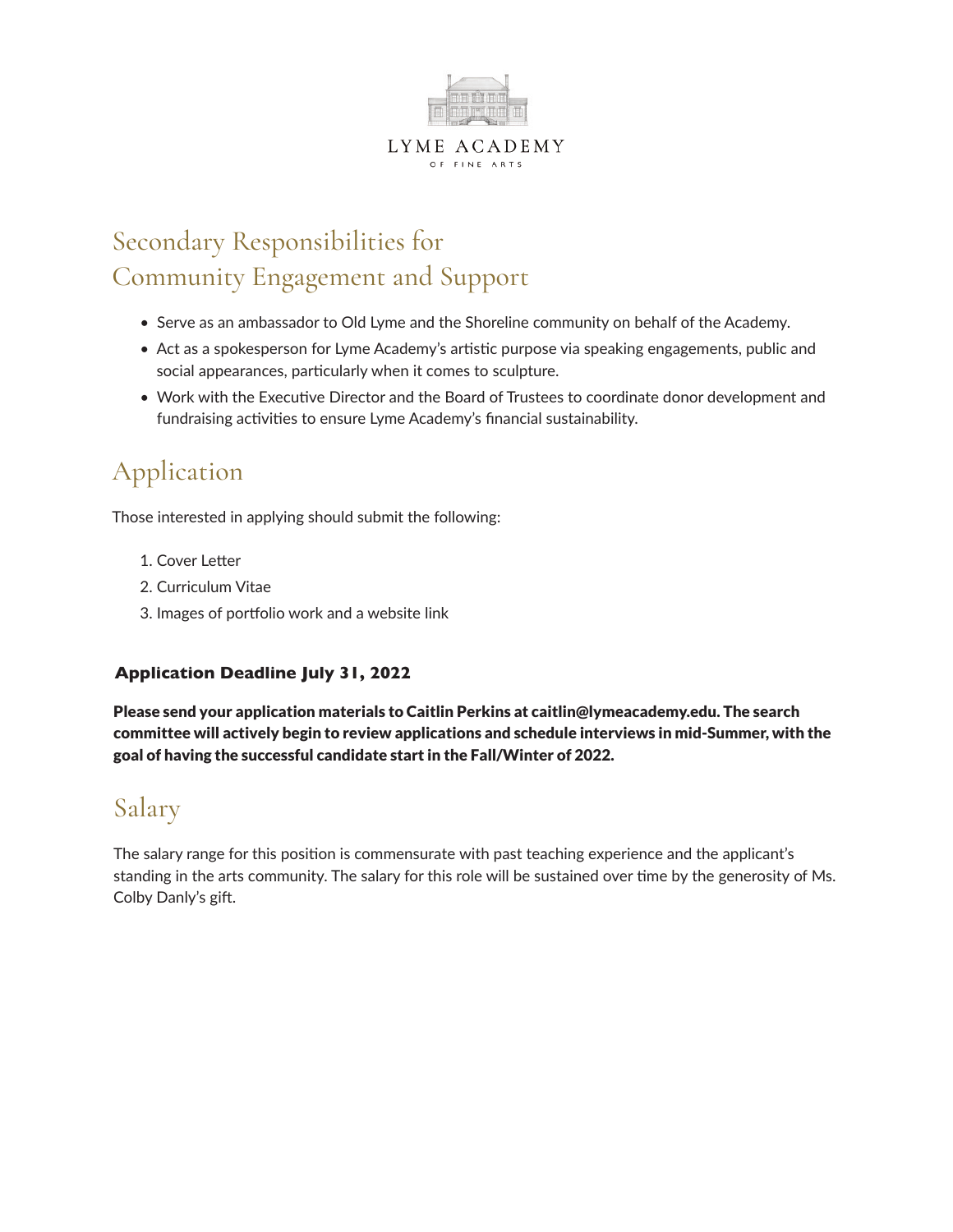LYME ACADEMY

OF FINE ARTS

## Secondary Responsibilities for Community Engagement and Support

- Serve as an ambassador to Old Lyme and the Shoreline community on behalf of the Academy.
- Act as a spokesperson for Lyme Academy's artistic purpose via speaking engagements, public and social appearances, particularly when it comes to sculpture.
- Work with the Executive Director and the Board of Trustees to coordinate donor development and fundraising activities to ensure Lyme Academy's financial sustainability.

## Application

Those interested in applying should submit the following:

1. Cover Letter
2. Curriculum Vitae
3. Images of portfolio work and a website link

**Application Deadline July 31, 2022**

**Please send your application materials to Caitlin Perkins at caitlin@lymeacademy.edu. The search committee will actively begin to review applications and schedule interviews in mid-Summer, with the goal of having the successful candidate start in the Fall/Winter of 2022.**

## Salary

The salary range for this position is commensurate with past teaching experience and the applicant's standing in the arts community. The salary for this role will be sustained over time by the generosity of Ms. Colby Danly's gift.